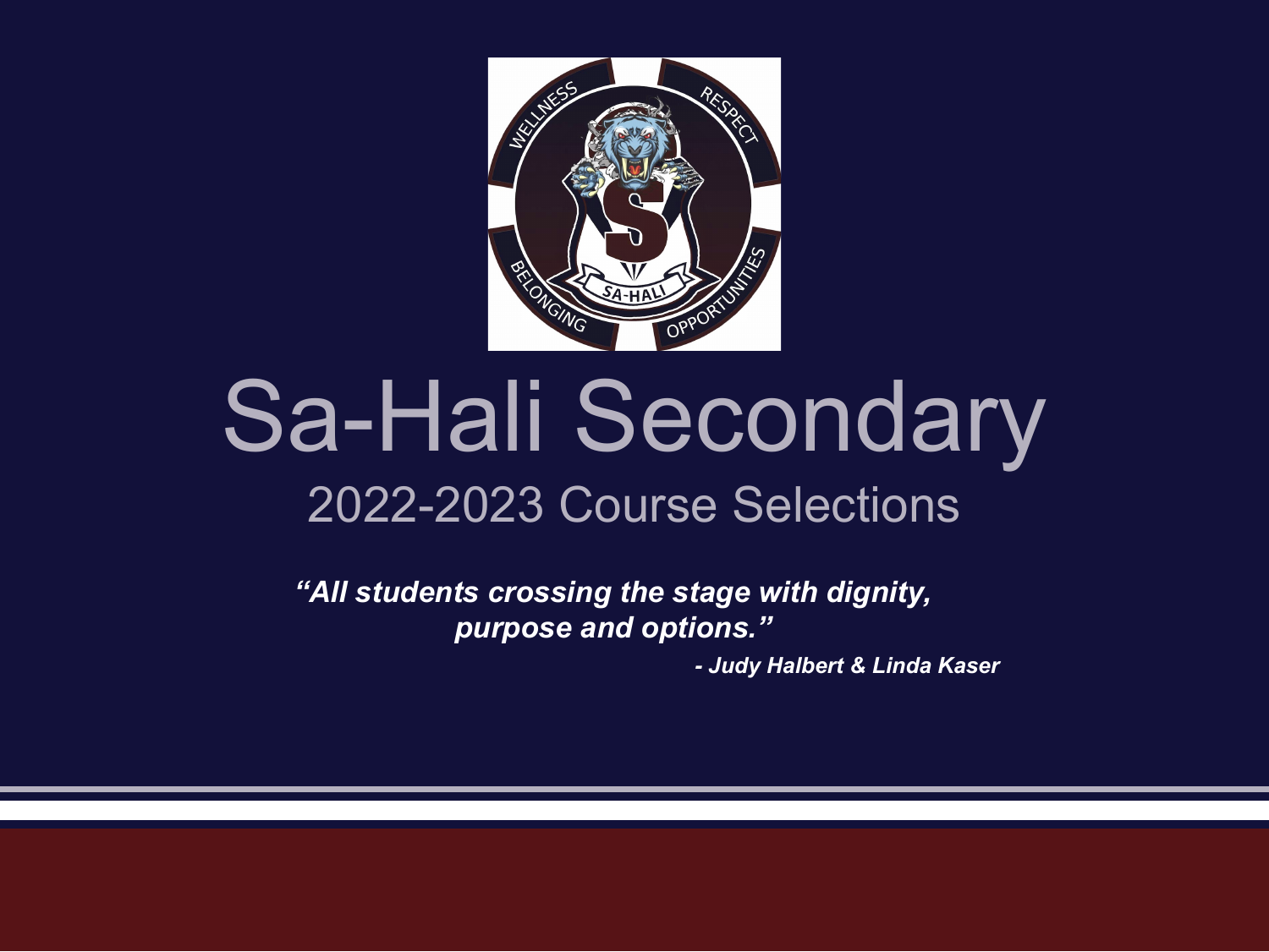# Sa-Hali Secondary

## 2022-2023 Course Selections

***"All students crossing the stage with dignity, purpose and options."***

***- Judy Halbert & Linda Kaser***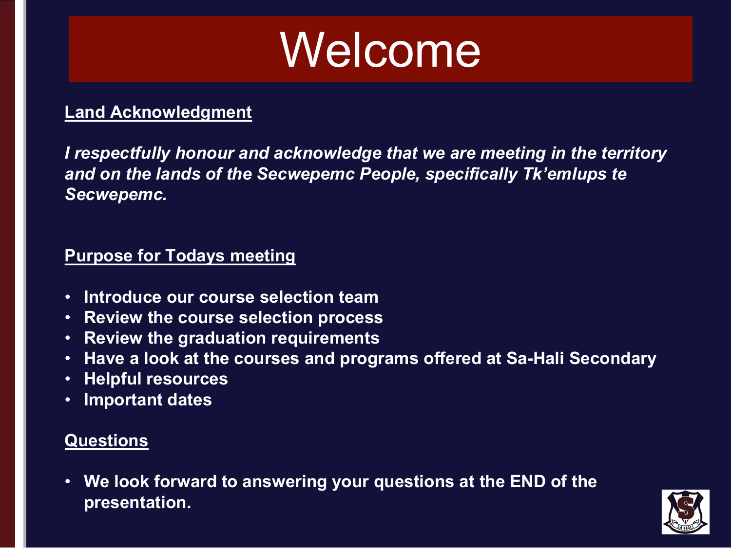# Welcome

**Land Acknowledgment**

***I respectfully honour and acknowledge that we are meeting in the territory and on the lands of the Secwepemc People, specifically Tk'emlups te Secwepemc.***

**Purpose for Todays meeting**

- **Introduce our course selection team**
- **Review the course selection process**
- **Review the graduation requirements**
- **Have a look at the courses and programs offered at Sa-Hali Secondary**
- **Helpful resources**
- **Important dates**

**Questions**

- **We look forward to answering your questions at the END of the presentation.**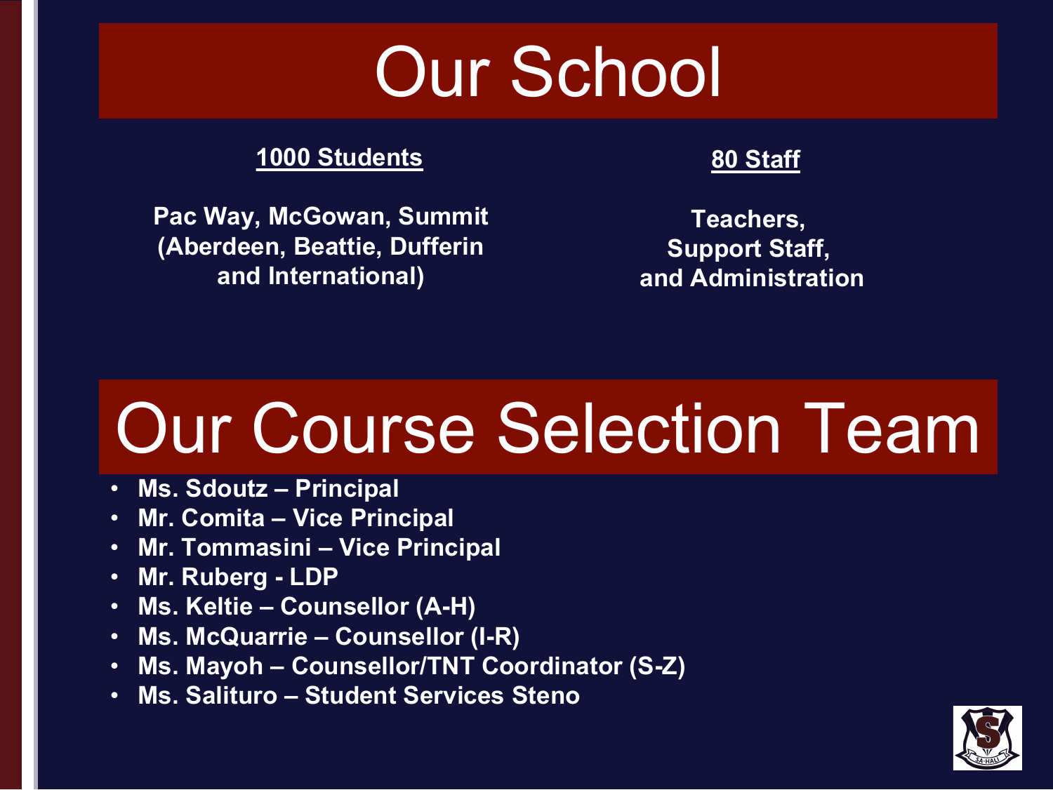# Our School

**1000 Students**

**Pac Way, McGowan, Summit (Aberdeen, Beattie, Dufferin and International)**

**80 Staff**

**Teachers, Support Staff, and Administration**

# Our Course Selection Team

- **Ms. Sdoutz – Principal**
- **Mr. Comita – Vice Principal**
- **Mr. Tommasini – Vice Principal**
- **Mr. Ruberg - LDP**
- **Ms. Keltie – Counsellor (A-H)**
- **Ms. McQuarrie – Counsellor (I-R)**
- **Ms. Mayoh – Counsellor/TNT Coordinator (S-Z)**
- **Ms. Salituro – Student Services Steno**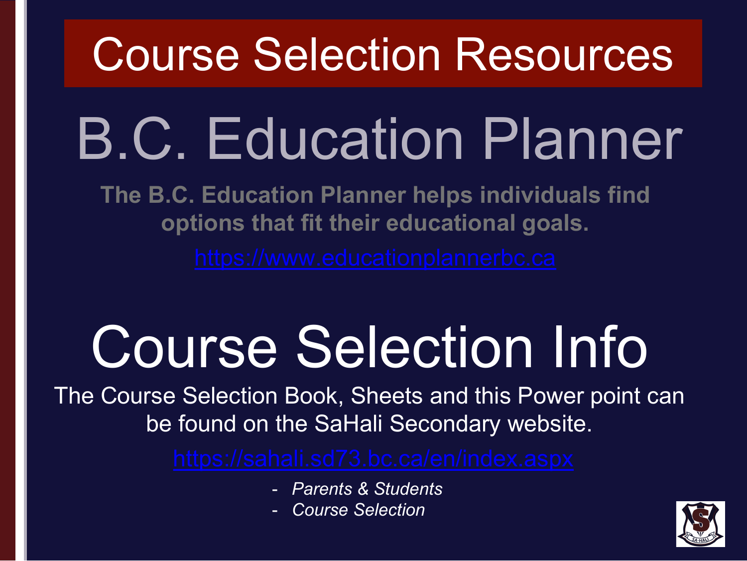# Course Selection Resources

## B.C. Education Planner

**The B.C. Education Planner helps individuals find options that fit their educational goals.**

https://www.educationplannerbc.ca

## Course Selection Info

The Course Selection Book, Sheets and this Power point can be found on the SaHali Secondary website.

https://sahali.sd73.bc.ca/en/index.aspx

- *Parents & Students*
- *Course Selection*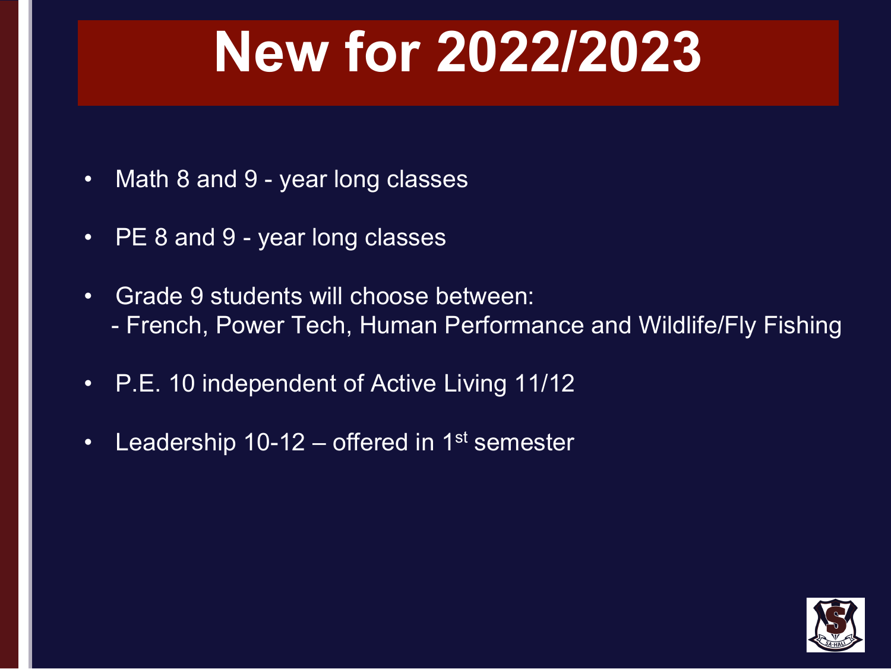# New for 2022/2023

- Math 8 and 9 - year long classes
- PE 8 and 9 - year long classes
- Grade 9 students will choose between:
  - French, Power Tech, Human Performance and Wildlife/Fly Fishing
- P.E. 10 independent of Active Living 11/12
- Leadership 10-12 – offered in 1st semester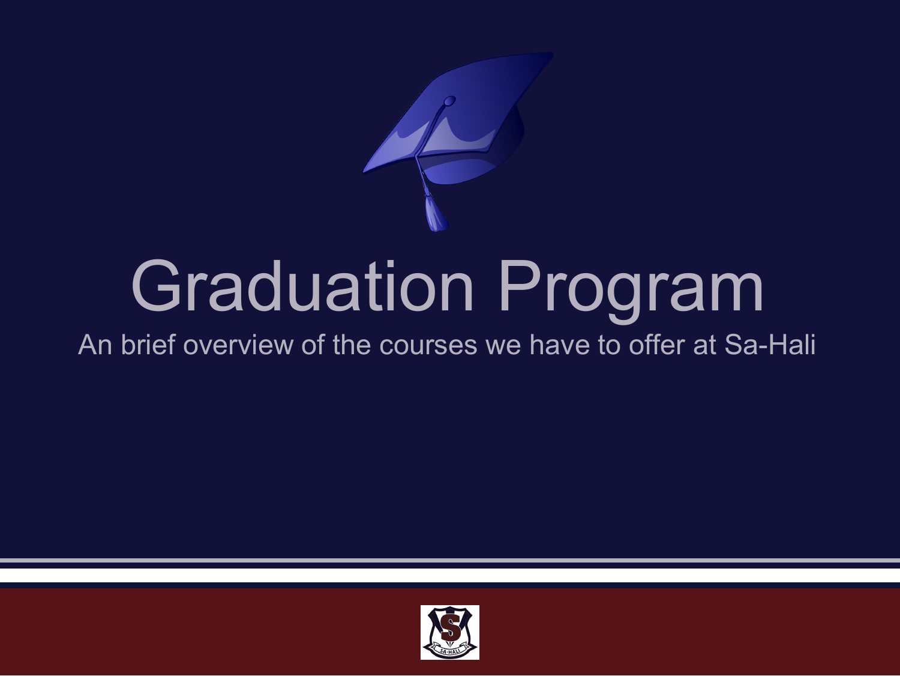# Graduation Program

An brief overview of the courses we have to offer at Sa-Hali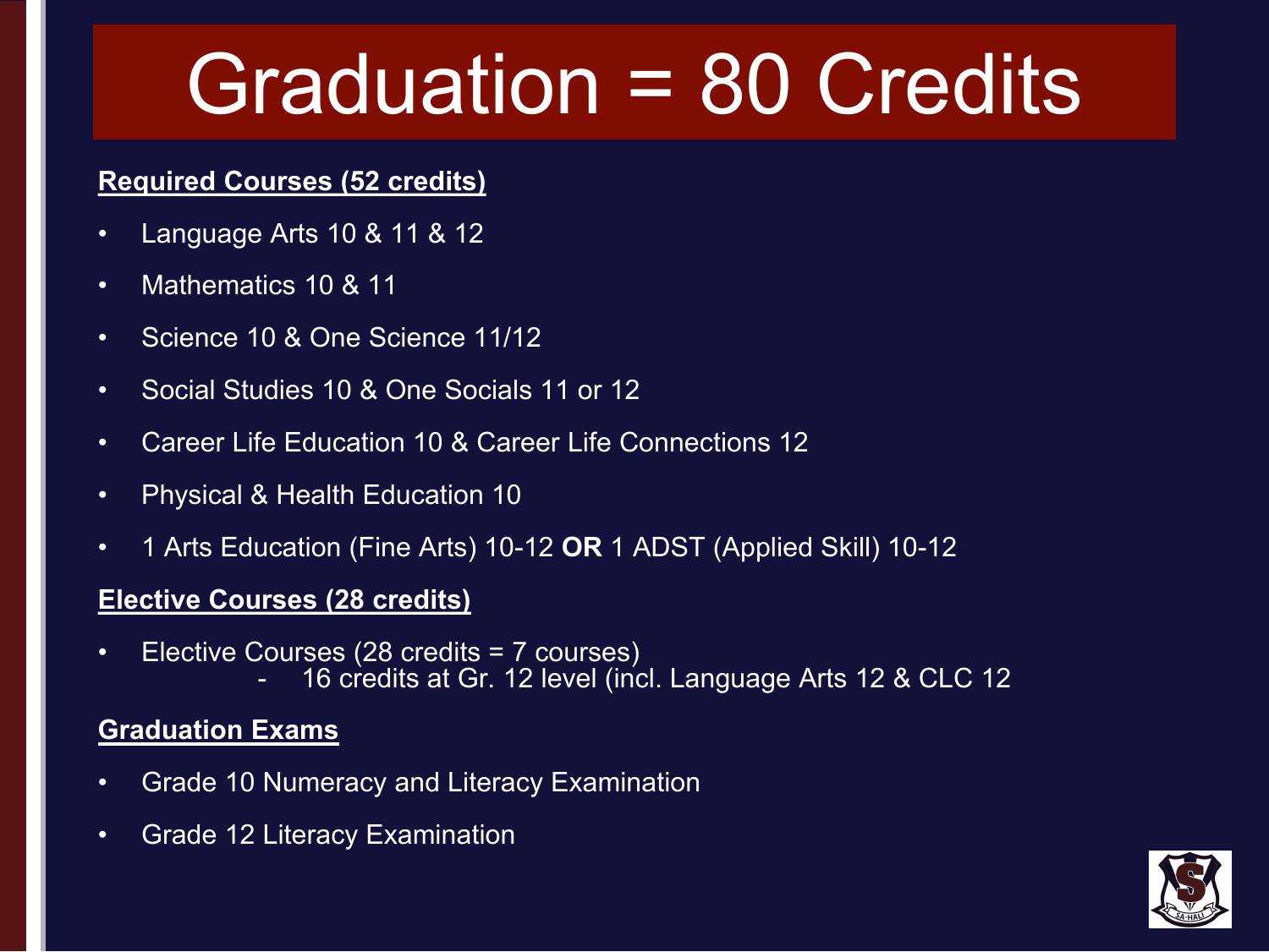# Graduation = 80 Credits

**Required Courses (52 credits)**

- Language Arts 10 & 11 & 12
- Mathematics 10 & 11
- Science 10 & One Science 11/12
- Social Studies 10 & One Socials 11 or 12
- Career Life Education 10 & Career Life Connections 12
- Physical & Health Education 10
- 1 Arts Education (Fine Arts) 10-12 **OR** 1 ADST (Applied Skill) 10-12

**Elective Courses (28 credits)**

- Elective Courses (28 credits = 7 courses)
  - 16 credits at Gr. 12 level (incl. Language Arts 12 & CLC 12

**Graduation Exams**

- Grade 10 Numeracy and Literacy Examination
- Grade 12 Literacy Examination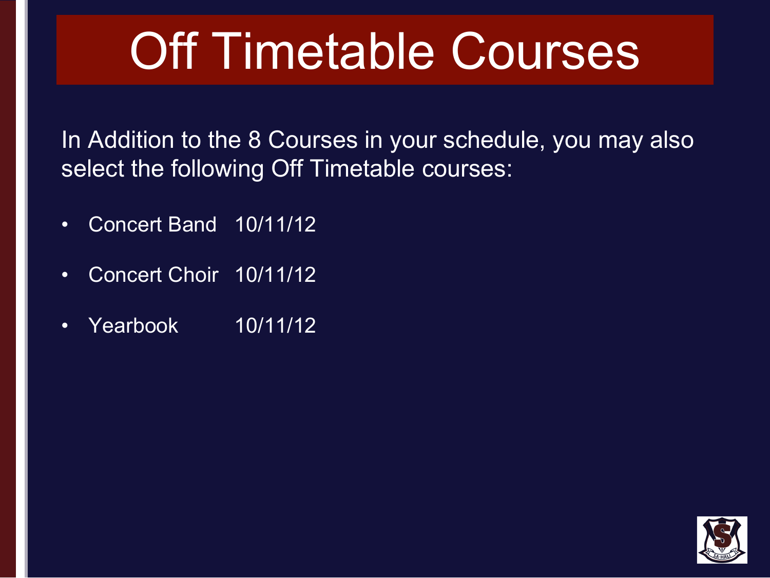# Off Timetable Courses

In Addition to the 8 Courses in your schedule, you may also select the following Off Timetable courses:

- Concert Band 10/11/12
- Concert Choir 10/11/12
- Yearbook 10/11/12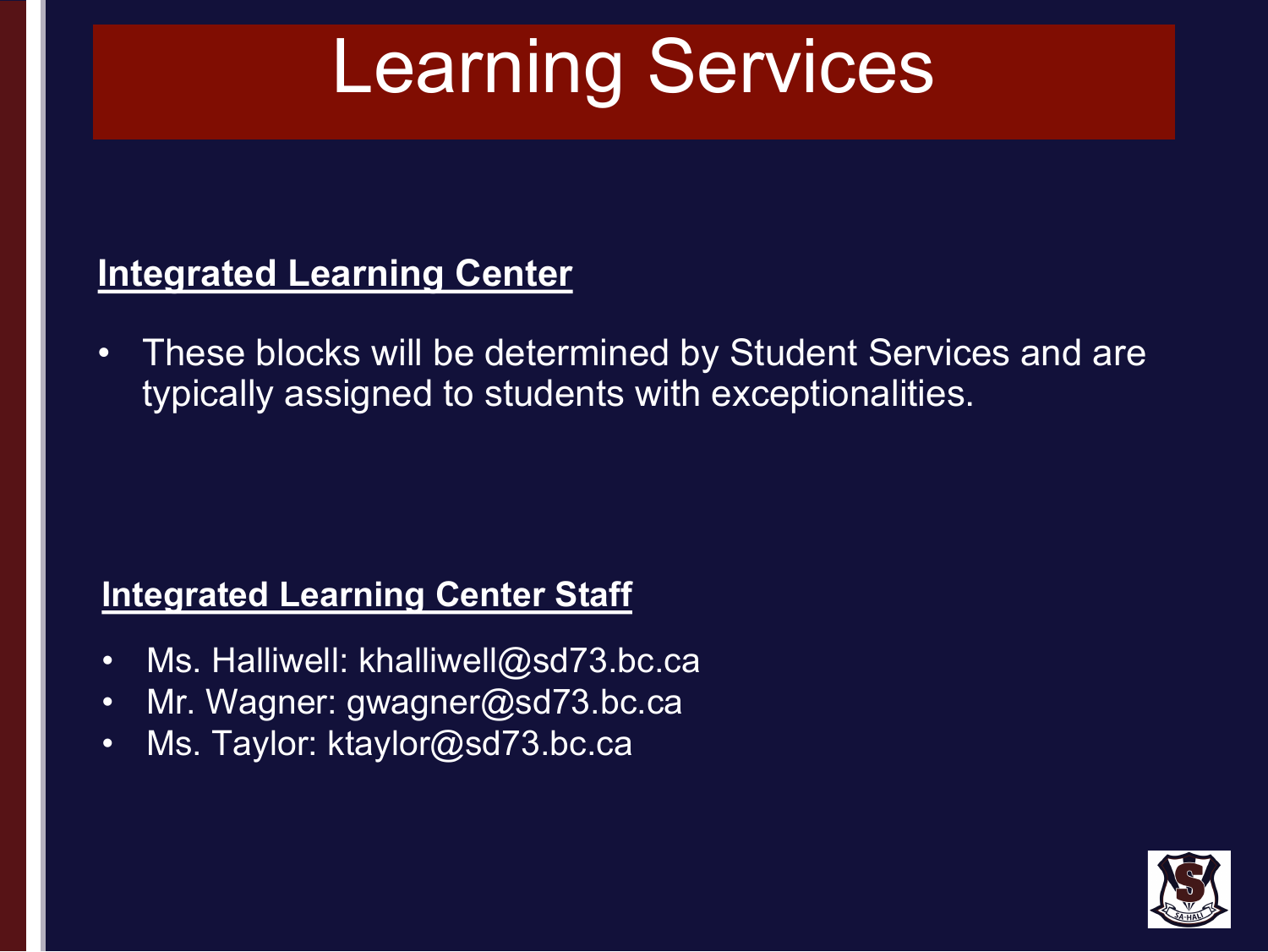# Learning Services

**Integrated Learning Center**

- These blocks will be determined by Student Services and are typically assigned to students with exceptionalities.

**Integrated Learning Center Staff**

- Ms. Halliwell: khalliwell@sd73.bc.ca
- Mr. Wagner: gwagner@sd73.bc.ca
- Ms. Taylor: ktaylor@sd73.bc.ca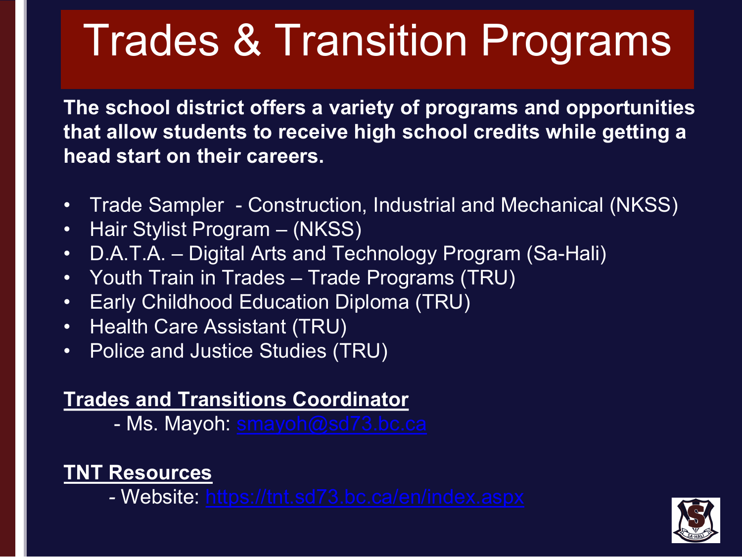# Trades & Transition Programs

**The school district offers a variety of programs and opportunities that allow students to receive high school credits while getting a head start on their careers.**

- Trade Sampler - Construction, Industrial and Mechanical (NKSS)
- Hair Stylist Program – (NKSS)
- D.A.T.A. – Digital Arts and Technology Program (Sa-Hali)
- Youth Train in Trades – Trade Programs (TRU)
- Early Childhood Education Diploma (TRU)
- Health Care Assistant (TRU)
- Police and Justice Studies (TRU)

**Trades and Transitions Coordinator**

- Ms. Mayoh: smayoh@sd73.bc.ca

**TNT Resources**

- Website: https://tnt.sd73.bc.ca/en/index.aspx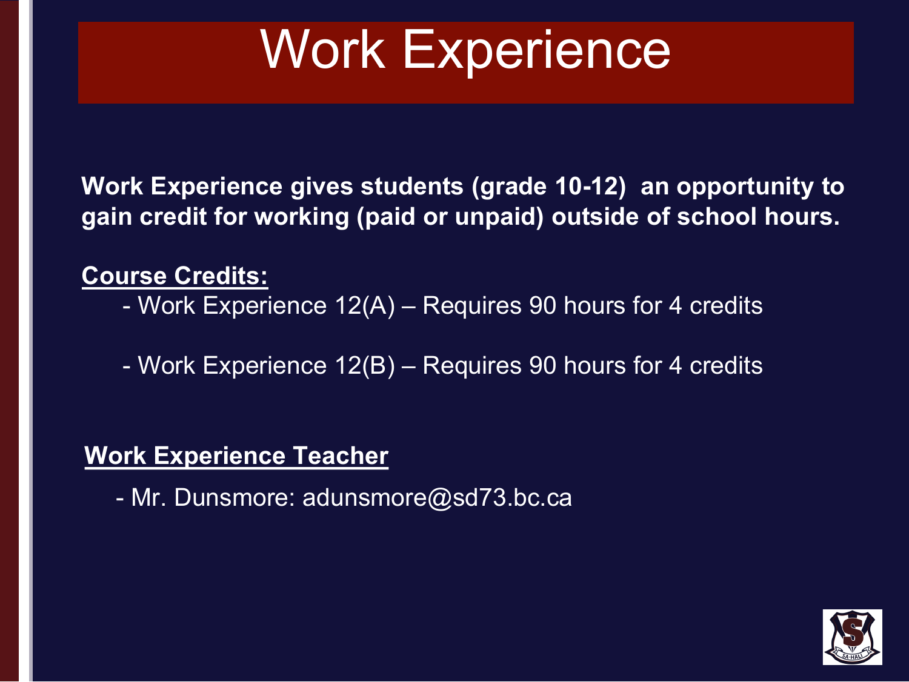# Work Experience

**Work Experience gives students (grade 10-12)  an opportunity to gain credit for working (paid or unpaid) outside of school hours.**

**Course Credits:**

- Work Experience 12(A) – Requires 90 hours for 4 credits
- Work Experience 12(B) – Requires 90 hours for 4 credits

**Work Experience Teacher**

- Mr. Dunsmore: adunsmore@sd73.bc.ca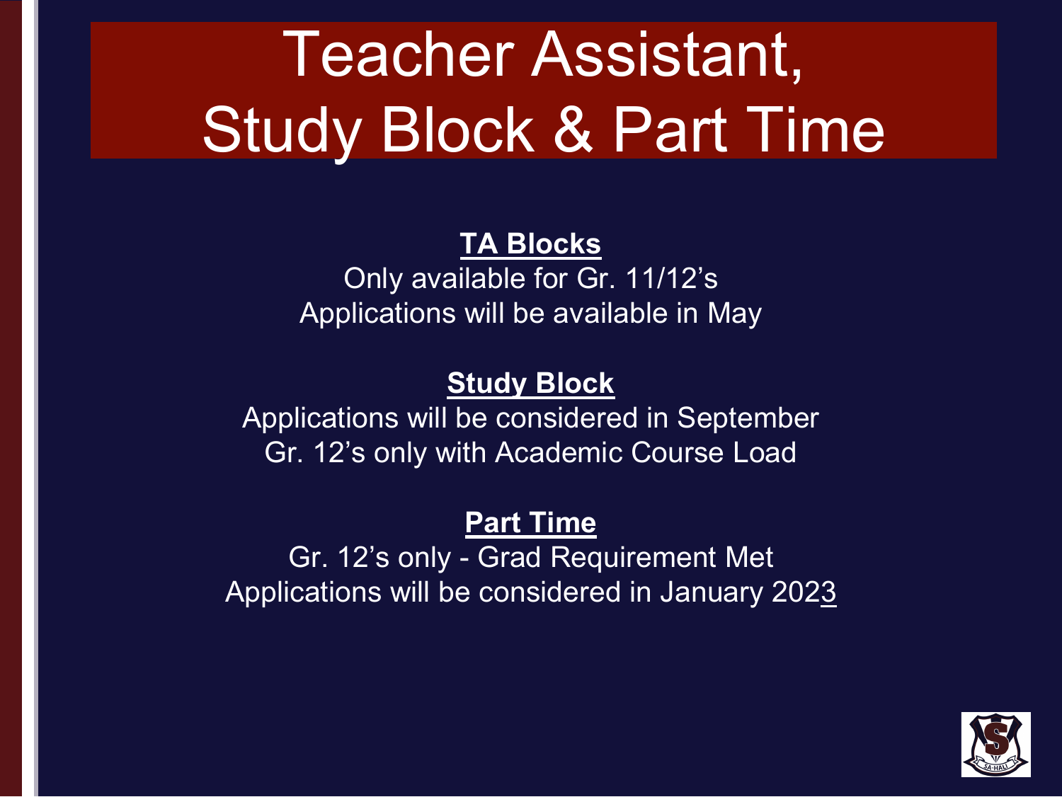# Teacher Assistant, Study Block & Part Time

**TA Blocks**

Only available for Gr. 11/12's

Applications will be available in May

**Study Block**

Applications will be considered in September

Gr. 12's only with Academic Course Load

**Part Time**

Gr. 12's only - Grad Requirement Met

Applications will be considered in January 2023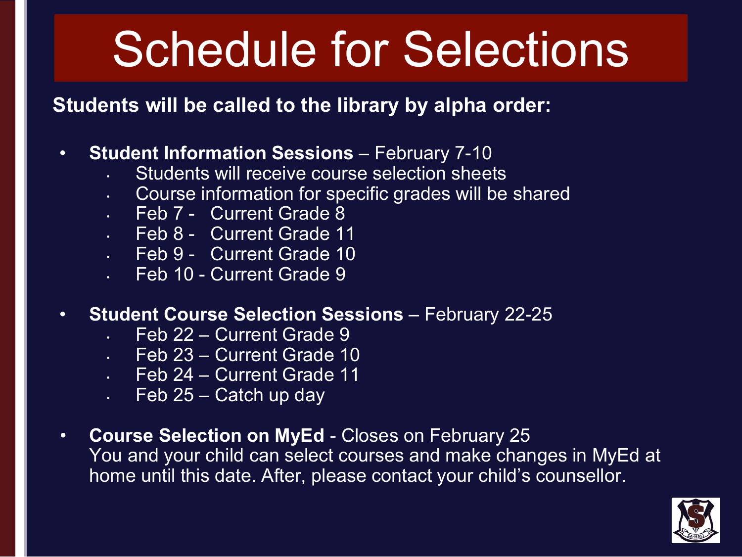# Schedule for Selections

**Students will be called to the library by alpha order:**

- **Student Information Sessions** – February 7-10
  - Students will receive course selection sheets
  - Course information for specific grades will be shared
  - Feb 7 - Current Grade 8
  - Feb 8 - Current Grade 11
  - Feb 9 - Current Grade 10
  - Feb 10 - Current Grade 9

- **Student Course Selection Sessions** – February 22-25
  - Feb 22 – Current Grade 9
  - Feb 23 – Current Grade 10
  - Feb 24 – Current Grade 11
  - Feb 25 – Catch up day

- **Course Selection on MyEd** - Closes on February 25
  You and your child can select courses and make changes in MyEd at home until this date. After, please contact your child's counsellor.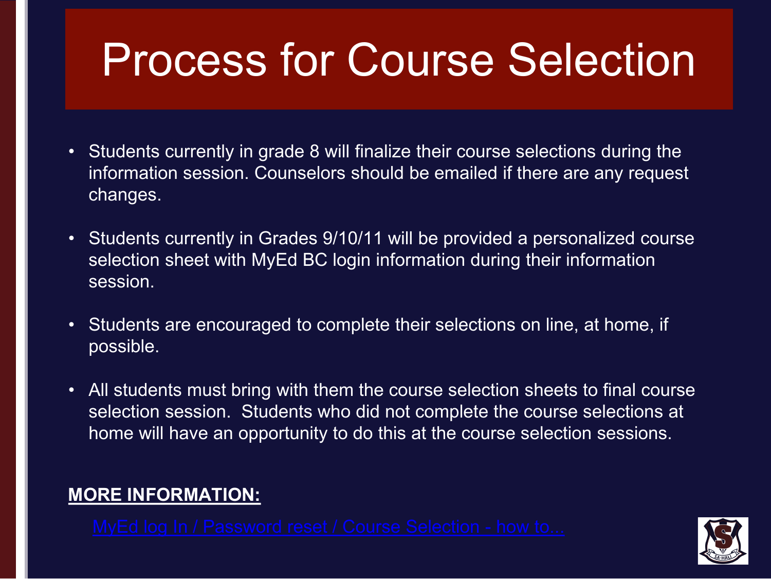# Process for Course Selection

- Students currently in grade 8 will finalize their course selections during the information session. Counselors should be emailed if there are any request changes.
- Students currently in Grades 9/10/11 will be provided a personalized course selection sheet with MyEd BC login information during their information session.
- Students are encouraged to complete their selections on line, at home, if possible.
- All students must bring with them the course selection sheets to final course selection session. Students who did not complete the course selections at home will have an opportunity to do this at the course selection sessions.

**MORE INFORMATION:**

MyEd log In / Password reset / Course Selection - how to...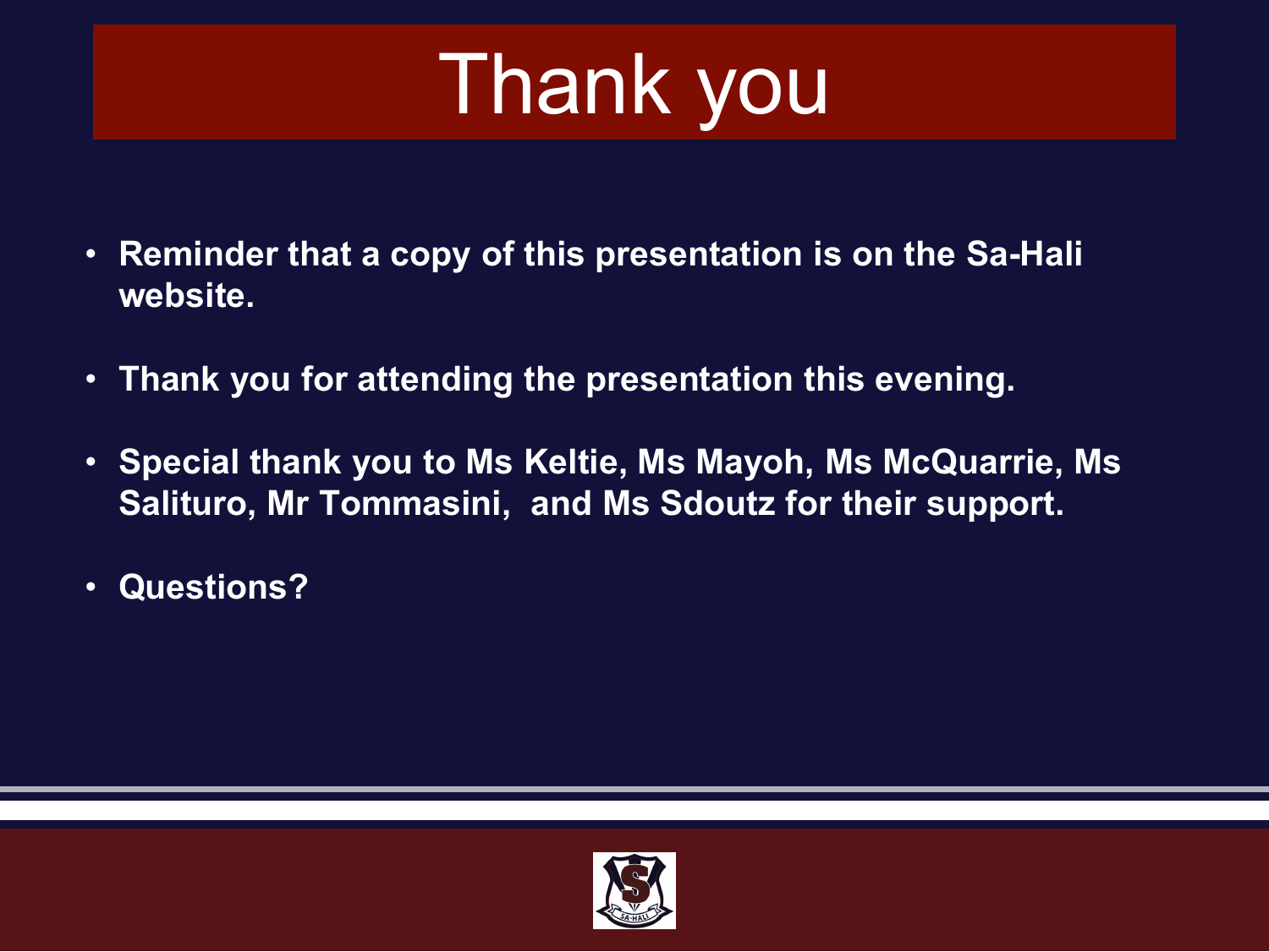# Thank you

- **Reminder that a copy of this presentation is on the Sa-Hali website.**
- **Thank you for attending the presentation this evening.**
- **Special thank you to Ms Keltie, Ms Mayoh, Ms McQuarrie, Ms Salituro, Mr Tommasini, and Ms Sdoutz for their support.**
- **Questions?**